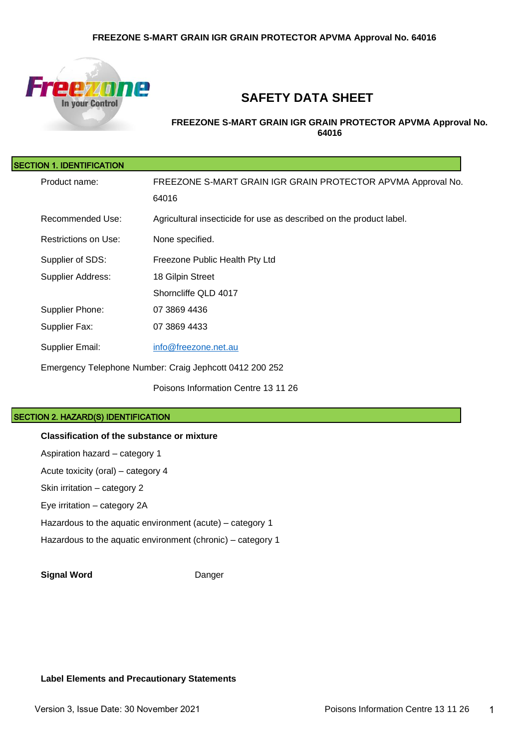# SAFETY DATA SHEET

**FREEZONE S-MART GRAIN IGR GRAIN PROTECTOR APVMA Approval No. 64016**

## SECTION 1. IDENTIFICATION

| | |
|---|---|
| Product name: | FREEZONE S-MART GRAIN IGR GRAIN PROTECTOR APVMA Approval No. 64016 |
| Recommended Use: | Agricultural insecticide for use as described on the product label. |
| Restrictions on Use: | None specified. |
| Supplier of SDS: | Freezone Public Health Pty Ltd |
| Supplier Address: | 18 Gilpin Street<br>Shorncliffe QLD 4017 |
| Supplier Phone: | 07 3869 4436 |
| Supplier Fax: | 07 3869 4433 |
| Supplier Email: | info@freezone.net.au |

Emergency Telephone Number: Craig Jephcott 0412 200 252

Poisons Information Centre 13 11 26

## SECTION 2. HAZARD(S) IDENTIFICATION

**Classification of the substance or mixture**

Aspiration hazard – category 1

Acute toxicity (oral) – category 4

Skin irritation – category 2

Eye irritation – category 2A

Hazardous to the aquatic environment (acute) – category 1

Hazardous to the aquatic environment (chronic) – category 1

**Signal Word** Danger

**Label Elements and Precautionary Statements**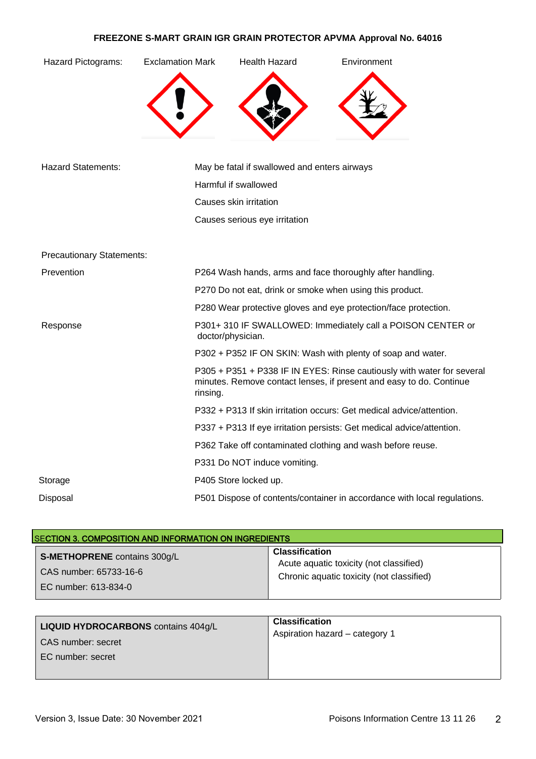**FREEZONE S-MART GRAIN IGR GRAIN PROTECTOR APVMA Approval No. 64016**

| Hazard Pictograms: | Exclamation Mark | Health Hazard | Environment |
|---|---|---|---|

| | |
|---|---|
| Hazard Statements: | May be fatal if swallowed and enters airways |
| | Harmful if swallowed |
| | Causes skin irritation |
| | Causes serious eye irritation |

Precautionary Statements:

| | |
|---|---|
| Prevention | P264 Wash hands, arms and face thoroughly after handling. |
| | P270 Do not eat, drink or smoke when using this product. |
| | P280 Wear protective gloves and eye protection/face protection. |
| Response | P301+ 310 IF SWALLOWED: Immediately call a POISON CENTER or doctor/physician. |
| | P302 + P352 IF ON SKIN: Wash with plenty of soap and water. |
| | P305 + P351 + P338 IF IN EYES: Rinse cautiously with water for several minutes. Remove contact lenses, if present and easy to do. Continue rinsing. |
| | P332 + P313 If skin irritation occurs: Get medical advice/attention. |
| | P337 + P313 If eye irritation persists: Get medical advice/attention. |
| | P362 Take off contaminated clothing and wash before reuse. |
| | P331 Do NOT induce vomiting. |
| Storage | P405 Store locked up. |
| Disposal | P501 Dispose of contents/container in accordance with local regulations. |

## SECTION 3. COMPOSITION AND INFORMATION ON INGREDIENTS

| **S-METHOPRENE** contains 300g/L<br>CAS number: 65733-16-6<br>EC number: 613-834-0 | **Classification**<br>Acute aquatic toxicity (not classified)<br>Chronic aquatic toxicity (not classified) |
|---|---|

| **LIQUID HYDROCARBONS** contains 404g/L<br>CAS number: secret<br>EC number: secret | **Classification**<br>Aspiration hazard – category 1 |
|---|---|

Version 3, Issue Date: 30 November 2021 Poisons Information Centre 13 11 26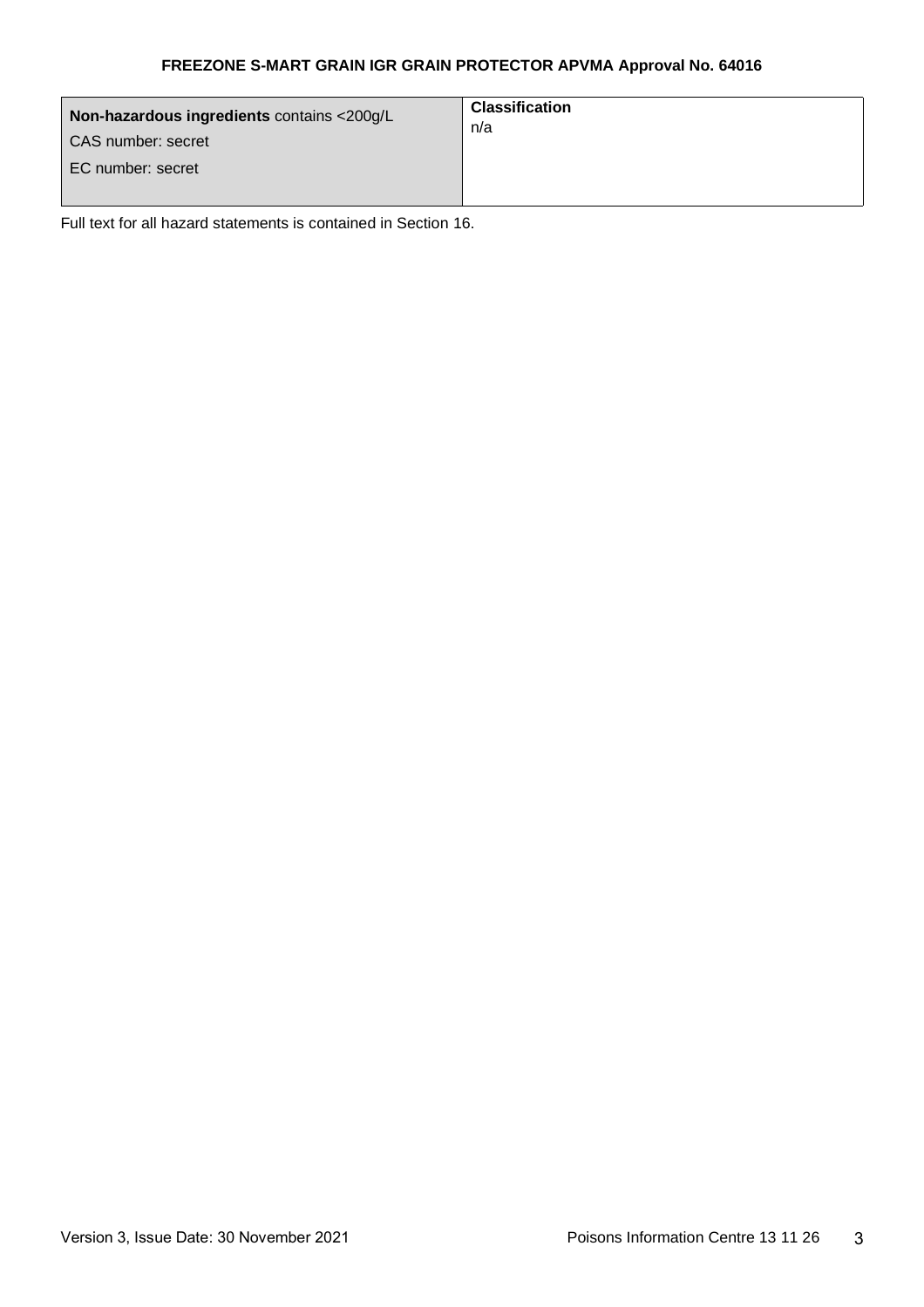| **Non-hazardous ingredients** contains <200g/L<br>CAS number: secret<br>EC number: secret | **Classification**<br>n/a |
|---|---|

Full text for all hazard statements is contained in Section 16.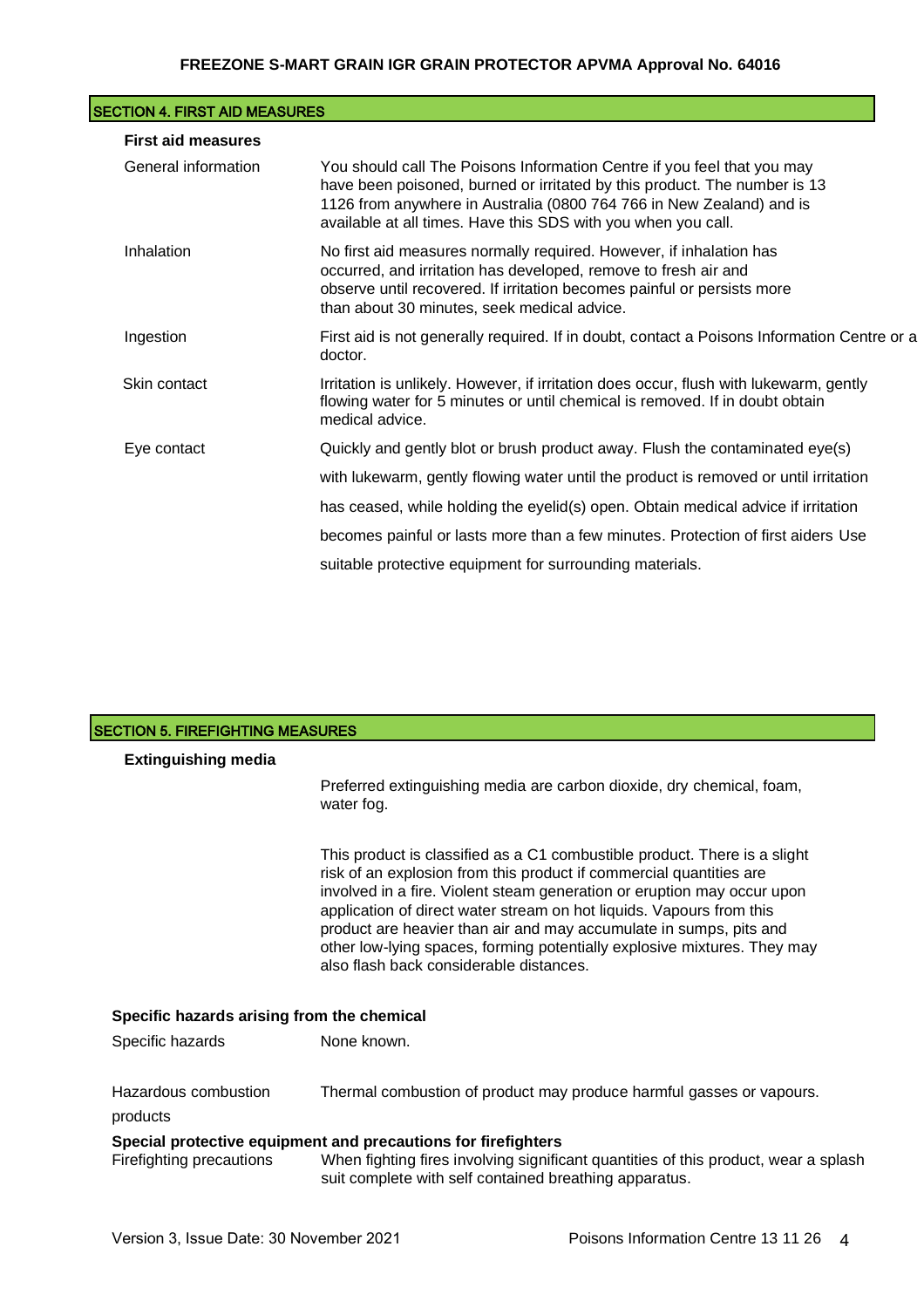## SECTION 4. FIRST AID MEASURES

**First aid measures**

| | |
|---|---|
| General information | You should call The Poisons Information Centre if you feel that you may have been poisoned, burned or irritated by this product. The number is 13 1126 from anywhere in Australia (0800 764 766 in New Zealand) and is available at all times. Have this SDS with you when you call. |
| Inhalation | No first aid measures normally required. However, if inhalation has occurred, and irritation has developed, remove to fresh air and observe until recovered. If irritation becomes painful or persists more than about 30 minutes, seek medical advice. |
| Ingestion | First aid is not generally required. If in doubt, contact a Poisons Information Centre or a doctor. |
| Skin contact | Irritation is unlikely. However, if irritation does occur, flush with lukewarm, gently flowing water for 5 minutes or until chemical is removed. If in doubt obtain medical advice. |
| Eye contact | Quickly and gently blot or brush product away. Flush the contaminated eye(s) with lukewarm, gently flowing water until the product is removed or until irritation has ceased, while holding the eyelid(s) open. Obtain medical advice if irritation becomes painful or lasts more than a few minutes. Protection of first aiders Use suitable protective equipment for surrounding materials. |

## SECTION 5. FIREFIGHTING MEASURES

**Extinguishing media**

Preferred extinguishing media are carbon dioxide, dry chemical, foam, water fog.

This product is classified as a C1 combustible product. There is a slight risk of an explosion from this product if commercial quantities are involved in a fire. Violent steam generation or eruption may occur upon application of direct water stream on hot liquids. Vapours from this product are heavier than air and may accumulate in sumps, pits and other low-lying spaces, forming potentially explosive mixtures. They may also flash back considerable distances.

**Specific hazards arising from the chemical**

| | |
|---|---|
| Specific hazards | None known. |
| Hazardous combustion products | Thermal combustion of product may produce harmful gasses or vapours. |

**Special protective equipment and precautions for firefighters**

| | |
|---|---|
| Firefighting precautions | When fighting fires involving significant quantities of this product, wear a splash suit complete with self contained breathing apparatus. |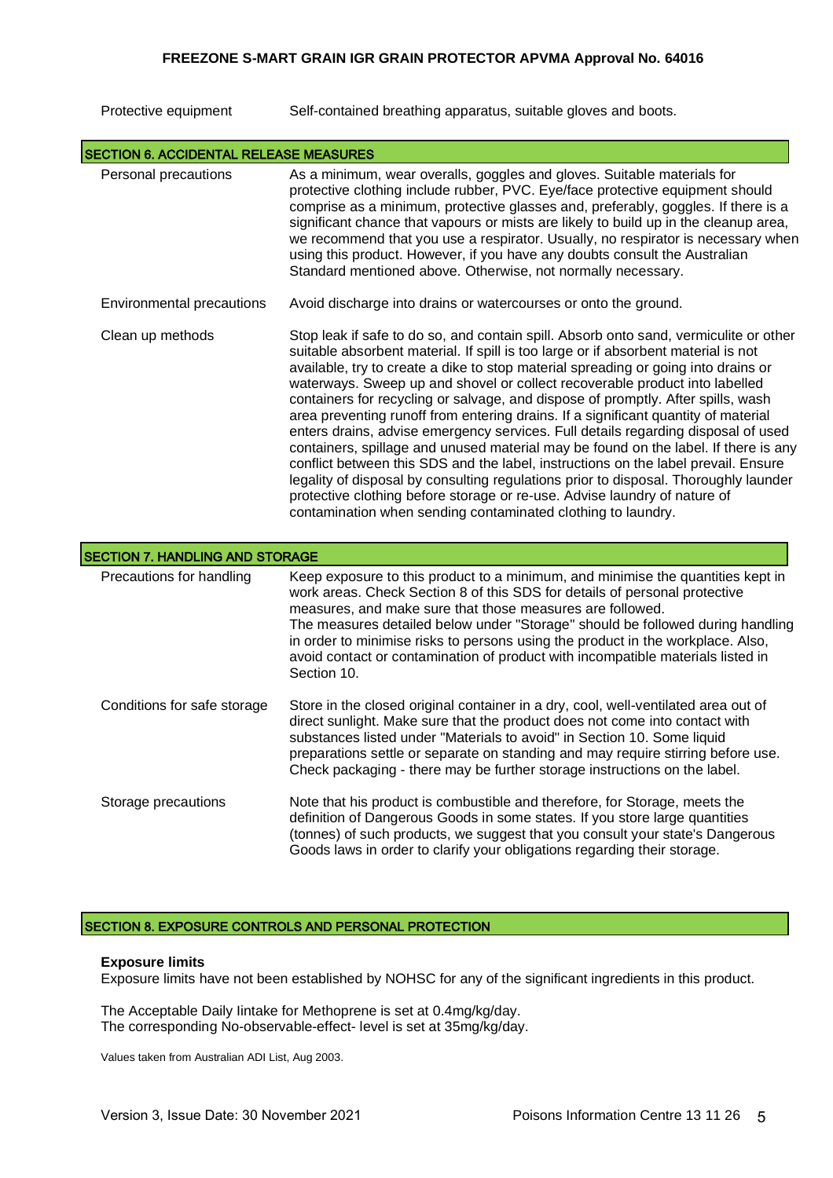| | |
|---|---|
| Protective equipment | Self-contained breathing apparatus, suitable gloves and boots. |

## SECTION 6. ACCIDENTAL RELEASE MEASURES

| | |
|---|---|
| Personal precautions | As a minimum, wear overalls, goggles and gloves. Suitable materials for protective clothing include rubber, PVC. Eye/face protective equipment should comprise as a minimum, protective glasses and, preferably, goggles. If there is a significant chance that vapours or mists are likely to build up in the cleanup area, we recommend that you use a respirator. Usually, no respirator is necessary when using this product. However, if you have any doubts consult the Australian Standard mentioned above. Otherwise, not normally necessary. |
| Environmental precautions | Avoid discharge into drains or watercourses or onto the ground. |
| Clean up methods | Stop leak if safe to do so, and contain spill. Absorb onto sand, vermiculite or other suitable absorbent material. If spill is too large or if absorbent material is not available, try to create a dike to stop material spreading or going into drains or waterways. Sweep up and shovel or collect recoverable product into labelled containers for recycling or salvage, and dispose of promptly. After spills, wash area preventing runoff from entering drains. If a significant quantity of material enters drains, advise emergency services. Full details regarding disposal of used containers, spillage and unused material may be found on the label. If there is any conflict between this SDS and the label, instructions on the label prevail. Ensure legality of disposal by consulting regulations prior to disposal. Thoroughly launder protective clothing before storage or re-use. Advise laundry of nature of contamination when sending contaminated clothing to laundry. |

## SECTION 7. HANDLING AND STORAGE

| | |
|---|---|
| Precautions for handling | Keep exposure to this product to a minimum, and minimise the quantities kept in work areas. Check Section 8 of this SDS for details of personal protective measures, and make sure that those measures are followed. The measures detailed below under "Storage" should be followed during handling in order to minimise risks to persons using the product in the workplace. Also, avoid contact or contamination of product with incompatible materials listed in Section 10. |
| Conditions for safe storage | Store in the closed original container in a dry, cool, well-ventilated area out of direct sunlight. Make sure that the product does not come into contact with substances listed under "Materials to avoid" in Section 10. Some liquid preparations settle or separate on standing and may require stirring before use. Check packaging - there may be further storage instructions on the label. |
| Storage precautions | Note that his product is combustible and therefore, for Storage, meets the definition of Dangerous Goods in some states. If you store large quantities (tonnes) of such products, we suggest that you consult your state's Dangerous Goods laws in order to clarify your obligations regarding their storage. |

## SECTION 8. EXPOSURE CONTROLS AND PERSONAL PROTECTION

**Exposure limits**

Exposure limits have not been established by NOHSC for any of the significant ingredients in this product.

The Acceptable Daily Iintake for Methoprene is set at 0.4mg/kg/day.
The corresponding No-observable-effect- level is set at 35mg/kg/day.

Values taken from Australian ADI List, Aug 2003.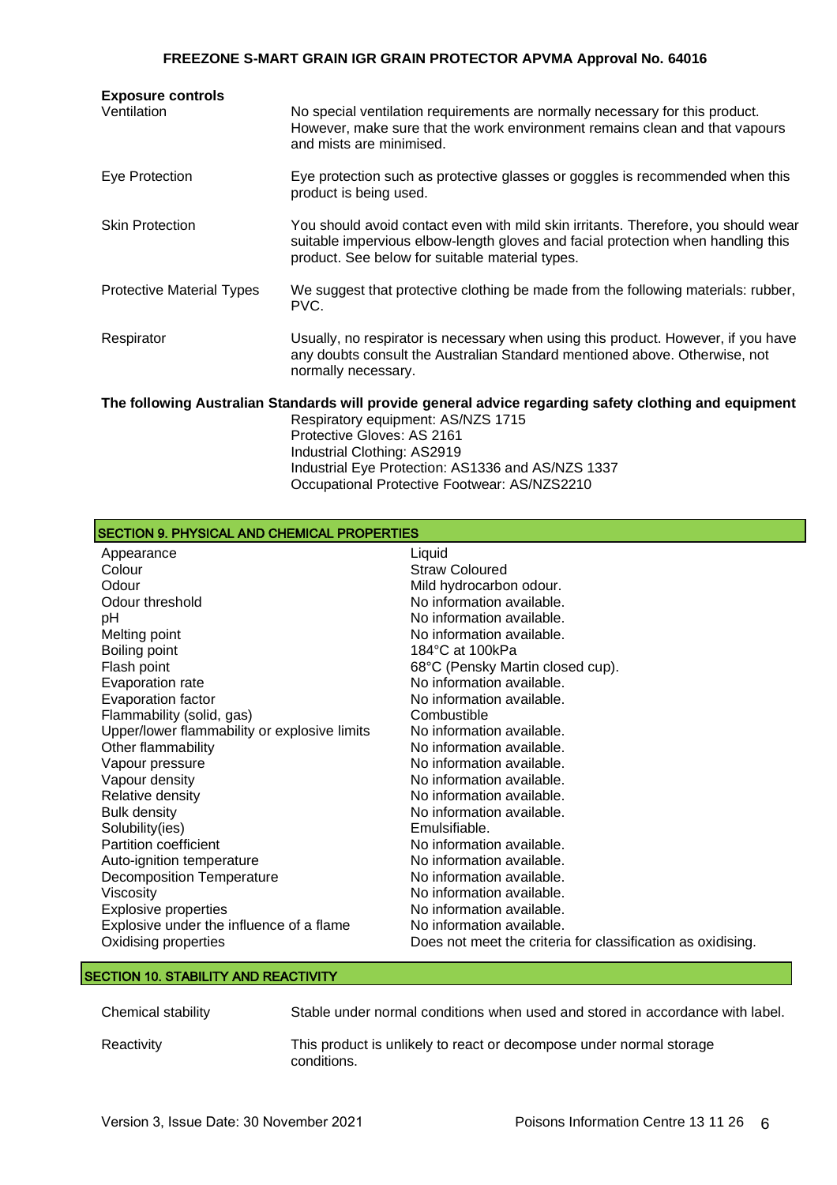### Exposure controls

| | |
|---|---|
| Ventilation | No special ventilation requirements are normally necessary for this product. However, make sure that the work environment remains clean and that vapours and mists are minimised. |
| Eye Protection | Eye protection such as protective glasses or goggles is recommended when this product is being used. |
| Skin Protection | You should avoid contact even with mild skin irritants. Therefore, you should wear suitable impervious elbow-length gloves and facial protection when handling this product. See below for suitable material types. |
| Protective Material Types | We suggest that protective clothing be made from the following materials: rubber, PVC. |
| Respirator | Usually, no respirator is necessary when using this product. However, if you have any doubts consult the Australian Standard mentioned above. Otherwise, not normally necessary. |

**The following Australian Standards will provide general advice regarding safety clothing and equipment**

Respiratory equipment: AS/NZS 1715
Protective Gloves: AS 2161
Industrial Clothing: AS2919
Industrial Eye Protection: AS1336 and AS/NZS 1337
Occupational Protective Footwear: AS/NZS2210

## SECTION 9. PHYSICAL AND CHEMICAL PROPERTIES

| | |
|---|---|
| Appearance | Liquid |
| Colour | Straw Coloured |
| Odour | Mild hydrocarbon odour. |
| Odour threshold | No information available. |
| pH | No information available. |
| Melting point | No information available. |
| Boiling point | 184°C at 100kPa |
| Flash point | 68°C (Pensky Martin closed cup). |
| Evaporation rate | No information available. |
| Evaporation factor | No information available. |
| Flammability (solid, gas) | Combustible |
| Upper/lower flammability or explosive limits | No information available. |
| Other flammability | No information available. |
| Vapour pressure | No information available. |
| Vapour density | No information available. |
| Relative density | No information available. |
| Bulk density | No information available. |
| Solubility(ies) | Emulsifiable. |
| Partition coefficient | No information available. |
| Auto-ignition temperature | No information available. |
| Decomposition Temperature | No information available. |
| Viscosity | No information available. |
| Explosive properties | No information available. |
| Explosive under the influence of a flame | No information available. |
| Oxidising properties | Does not meet the criteria for classification as oxidising. |

## SECTION 10. STABILITY AND REACTIVITY

| | |
|---|---|
| Chemical stability | Stable under normal conditions when used and stored in accordance with label. |
| Reactivity | This product is unlikely to react or decompose under normal storage conditions. |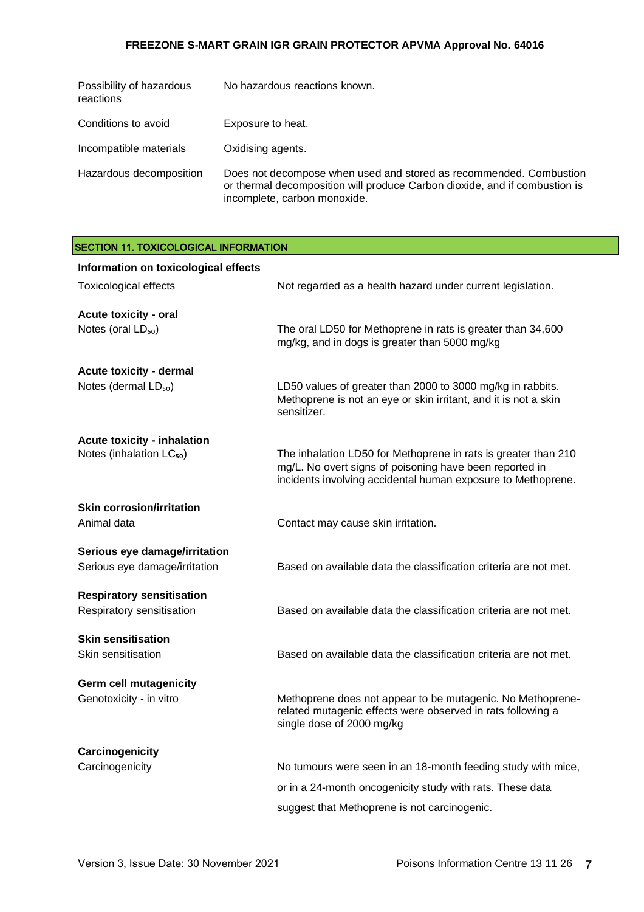| | |
|---|---|
| Possibility of hazardous reactions | No hazardous reactions known. |
| Conditions to avoid | Exposure to heat. |
| Incompatible materials | Oxidising agents. |
| Hazardous decomposition | Does not decompose when used and stored as recommended. Combustion or thermal decomposition will produce Carbon dioxide, and if combustion is incomplete, carbon monoxide. |

## SECTION 11. TOXICOLOGICAL INFORMATION

**Information on toxicological effects**

| | |
|---|---|
| Toxicological effects | Not regarded as a health hazard under current legislation. |

**Acute toxicity - oral**

| | |
|---|---|
| Notes (oral $LD_{50}$) | The oral LD50 for Methoprene in rats is greater than 34,600 mg/kg, and in dogs is greater than 5000 mg/kg |

**Acute toxicity - dermal**

| | |
|---|---|
| Notes (dermal $LD_{50}$) | LD50 values of greater than 2000 to 3000 mg/kg in rabbits. Methoprene is not an eye or skin irritant, and it is not a skin sensitizer. |

**Acute toxicity - inhalation**

| | |
|---|---|
| Notes (inhalation $LC_{50}$) | The inhalation LD50 for Methoprene in rats is greater than 210 mg/L. No overt signs of poisoning have been reported in incidents involving accidental human exposure to Methoprene. |

**Skin corrosion/irritation**

| | |
|---|---|
| Animal data | Contact may cause skin irritation. |

**Serious eye damage/irritation**

| | |
|---|---|
| Serious eye damage/irritation | Based on available data the classification criteria are not met. |

**Respiratory sensitisation**

| | |
|---|---|
| Respiratory sensitisation | Based on available data the classification criteria are not met. |

**Skin sensitisation**

| | |
|---|---|
| Skin sensitisation | Based on available data the classification criteria are not met. |

**Germ cell mutagenicity**

| | |
|---|---|
| Genotoxicity - in vitro | Methoprene does not appear to be mutagenic. No Methoprene-related mutagenic effects were observed in rats following a single dose of 2000 mg/kg |

**Carcinogenicity**

| | |
|---|---|
| Carcinogenicity | No tumours were seen in an 18-month feeding study with mice, or in a 24-month oncogenicity study with rats. These data suggest that Methoprene is not carcinogenic. |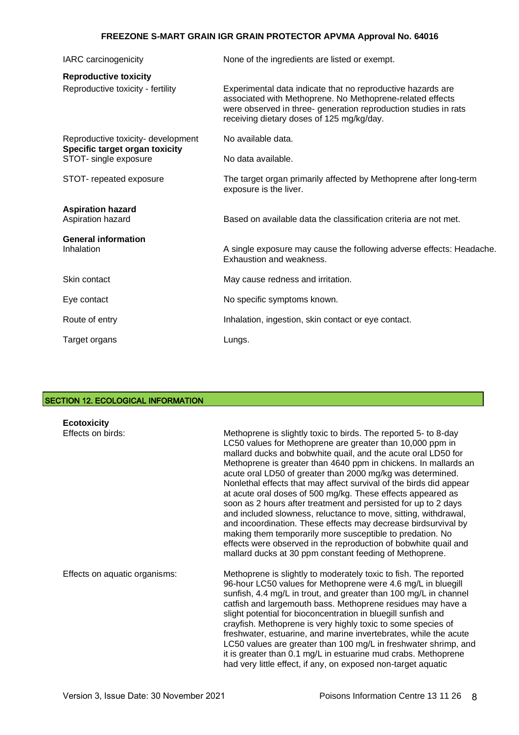| | |
|---|---|
| IARC carcinogenicity | None of the ingredients are listed or exempt. |
| **Reproductive toxicity** | |
| Reproductive toxicity - fertility | Experimental data indicate that no reproductive hazards are associated with Methoprene. No Methoprene-related effects were observed in three- generation reproduction studies in rats receiving dietary doses of 125 mg/kg/day. |
| Reproductive toxicity- development | No available data. |
| **Specific target organ toxicity** | |
| STOT- single exposure | No data available. |
| STOT- repeated exposure | The target organ primarily affected by Methoprene after long-term exposure is the liver. |
| **Aspiration hazard** | |
| Aspiration hazard | Based on available data the classification criteria are not met. |
| **General information** | |
| Inhalation | A single exposure may cause the following adverse effects: Headache. Exhaustion and weakness. |
| Skin contact | May cause redness and irritation. |
| Eye contact | No specific symptoms known. |
| Route of entry | Inhalation, ingestion, skin contact or eye contact. |
| Target organs | Lungs. |

## SECTION 12. ECOLOGICAL INFORMATION

**Ecotoxicity**

| | |
|---|---|
| Effects on birds: | Methoprene is slightly toxic to birds. The reported 5- to 8-day LC50 values for Methoprene are greater than 10,000 ppm in mallard ducks and bobwhite quail, and the acute oral LD50 for Methoprene is greater than 4640 ppm in chickens. In mallards an acute oral LD50 of greater than 2000 mg/kg was determined. Nonlethal effects that may affect survival of the birds did appear at acute oral doses of 500 mg/kg. These effects appeared as soon as 2 hours after treatment and persisted for up to 2 days and included slowness, reluctance to move, sitting, withdrawal, and incoordination. These effects may decrease birdsurvival by making them temporarily more susceptible to predation. No effects were observed in the reproduction of bobwhite quail and mallard ducks at 30 ppm constant feeding of Methoprene. |
| Effects on aquatic organisms: | Methoprene is slightly to moderately toxic to fish. The reported 96-hour LC50 values for Methoprene were 4.6 mg/L in bluegill sunfish, 4.4 mg/L in trout, and greater than 100 mg/L in channel catfish and largemouth bass. Methoprene residues may have a slight potential for bioconcentration in bluegill sunfish and crayfish. Methoprene is very highly toxic to some species of freshwater, estuarine, and marine invertebrates, while the acute LC50 values are greater than 100 mg/L in freshwater shrimp, and it is greater than 0.1 mg/L in estuarine mud crabs. Methoprene had very little effect, if any, on exposed non-target aquatic |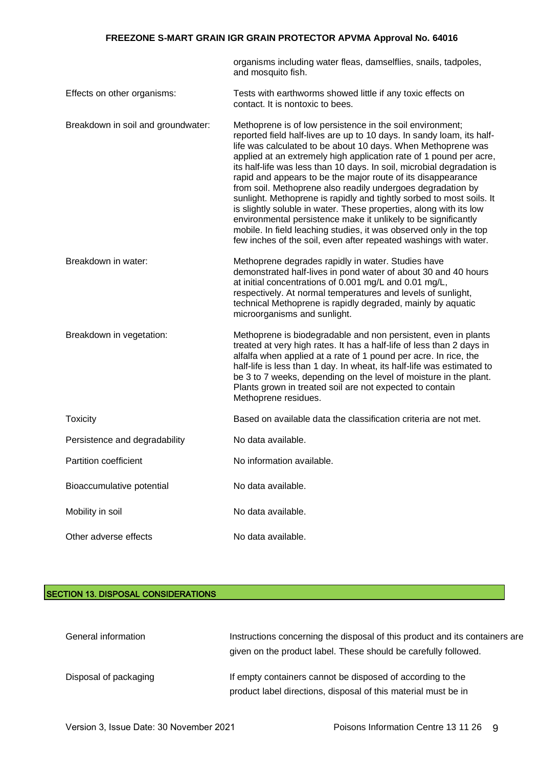organisms including water fleas, damselflies, snails, tadpoles, and mosquito fish.

| | |
|---|---|
| Effects on other organisms: | Tests with earthworms showed little if any toxic effects on contact. It is nontoxic to bees. |
| Breakdown in soil and groundwater: | Methoprene is of low persistence in the soil environment; reported field half-lives are up to 10 days. In sandy loam, its half-life was calculated to be about 10 days. When Methoprene was applied at an extremely high application rate of 1 pound per acre, its half-life was less than 10 days. In soil, microbial degradation is rapid and appears to be the major route of its disappearance from soil. Methoprene also readily undergoes degradation by sunlight. Methoprene is rapidly and tightly sorbed to most soils. It is slightly soluble in water. These properties, along with its low environmental persistence make it unlikely to be significantly mobile. In field leaching studies, it was observed only in the top few inches of the soil, even after repeated washings with water. |
| Breakdown in water: | Methoprene degrades rapidly in water. Studies have demonstrated half-lives in pond water of about 30 and 40 hours at initial concentrations of 0.001 mg/L and 0.01 mg/L, respectively. At normal temperatures and levels of sunlight, technical Methoprene is rapidly degraded, mainly by aquatic microorganisms and sunlight. |
| Breakdown in vegetation: | Methoprene is biodegradable and non persistent, even in plants treated at very high rates. It has a half-life of less than 2 days in alfalfa when applied at a rate of 1 pound per acre. In rice, the half-life is less than 1 day. In wheat, its half-life was estimated to be 3 to 7 weeks, depending on the level of moisture in the plant. Plants grown in treated soil are not expected to contain Methoprene residues. |
| Toxicity | Based on available data the classification criteria are not met. |
| Persistence and degradability | No data available. |
| Partition coefficient | No information available. |
| Bioaccumulative potential | No data available. |
| Mobility in soil | No data available. |
| Other adverse effects | No data available. |

## SECTION 13. DISPOSAL CONSIDERATIONS

| | |
|---|---|
| General information | Instructions concerning the disposal of this product and its containers are given on the product label. These should be carefully followed. |
| Disposal of packaging | If empty containers cannot be disposed of according to the product label directions, disposal of this material must be in |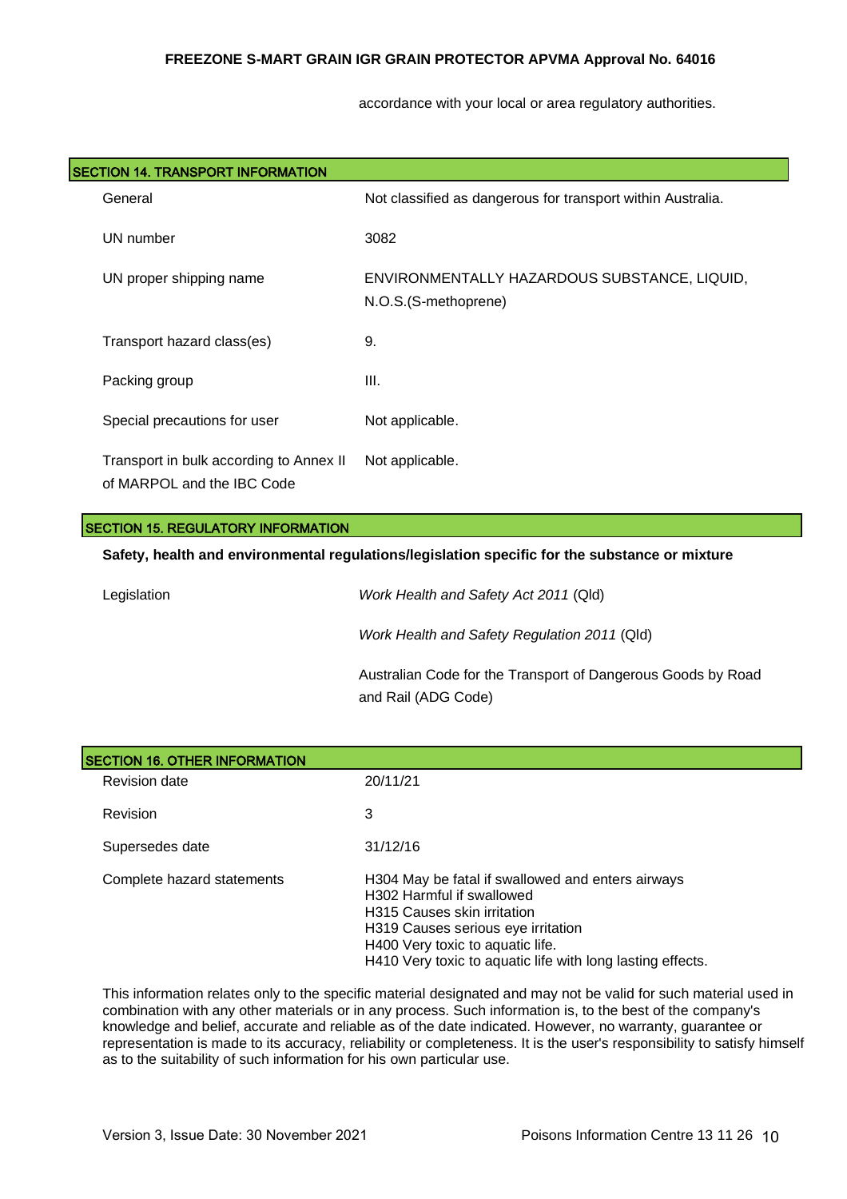accordance with your local or area regulatory authorities.

## SECTION 14. TRANSPORT INFORMATION

| | |
|---|---|
| General | Not classified as dangerous for transport within Australia. |
| UN number | 3082 |
| UN proper shipping name | ENVIRONMENTALLY HAZARDOUS SUBSTANCE, LIQUID, N.O.S.(S-methoprene) |
| Transport hazard class(es) | 9. |
| Packing group | III. |
| Special precautions for user | Not applicable. |
| Transport in bulk according to Annex II of MARPOL and the IBC Code | Not applicable. |

## SECTION 15. REGULATORY INFORMATION

**Safety, health and environmental regulations/legislation specific for the substance or mixture**

| | |
|---|---|
| Legislation | *Work Health and Safety Act 2011* (Qld) |
| | *Work Health and Safety Regulation 2011* (Qld) |
| | Australian Code for the Transport of Dangerous Goods by Road and Rail (ADG Code) |

## SECTION 16. OTHER INFORMATION

| | |
|---|---|
| Revision date | 20/11/21 |
| Revision | 3 |
| Supersedes date | 31/12/16 |
| Complete hazard statements | H304 May be fatal if swallowed and enters airways<br>H302 Harmful if swallowed<br>H315 Causes skin irritation<br>H319 Causes serious eye irritation<br>H400 Very toxic to aquatic life.<br>H410 Very toxic to aquatic life with long lasting effects. |

This information relates only to the specific material designated and may not be valid for such material used in combination with any other materials or in any process. Such information is, to the best of the company's knowledge and belief, accurate and reliable as of the date indicated. However, no warranty, guarantee or representation is made to its accuracy, reliability or completeness. It is the user's responsibility to satisfy himself as to the suitability of such information for his own particular use.